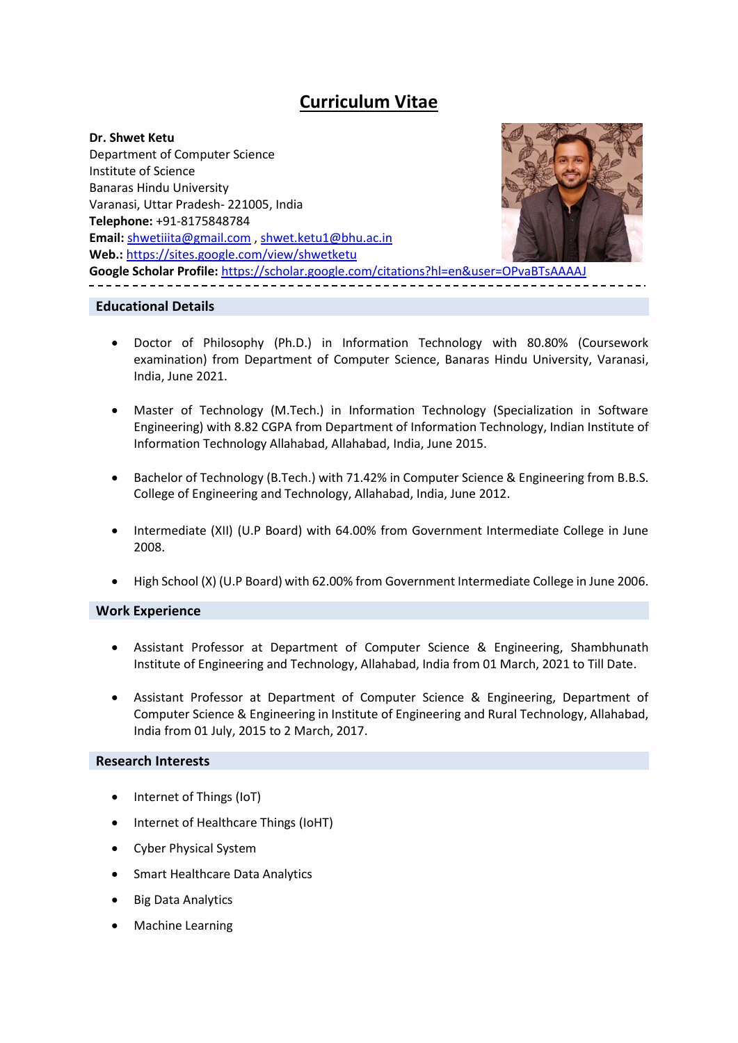# Curriculum Vitae

**Dr. Shwet Ketu**
Department of Computer Science
Institute of Science
Banaras Hindu University
Varanasi, Uttar Pradesh- 221005, India
**Telephone:** +91-8175848784
**Email:** shwetiiita@gmail.com , shwet.ketu1@bhu.ac.in
**Web.:** https://sites.google.com/view/shwetketu
**Google Scholar Profile:** https://scholar.google.com/citations?hl=en&user=OPvaBTsAAAAJ

## Educational Details

- Doctor of Philosophy (Ph.D.) in Information Technology with 80.80% (Coursework examination) from Department of Computer Science, Banaras Hindu University, Varanasi, India, June 2021.
- Master of Technology (M.Tech.) in Information Technology (Specialization in Software Engineering) with 8.82 CGPA from Department of Information Technology, Indian Institute of Information Technology Allahabad, Allahabad, India, June 2015.
- Bachelor of Technology (B.Tech.) with 71.42% in Computer Science & Engineering from B.B.S. College of Engineering and Technology, Allahabad, India, June 2012.
- Intermediate (XII) (U.P Board) with 64.00% from Government Intermediate College in June 2008.
- High School (X) (U.P Board) with 62.00% from Government Intermediate College in June 2006.

## Work Experience

- Assistant Professor at Department of Computer Science & Engineering, Shambhunath Institute of Engineering and Technology, Allahabad, India from 01 March, 2021 to Till Date.
- Assistant Professor at Department of Computer Science & Engineering, Department of Computer Science & Engineering in Institute of Engineering and Rural Technology, Allahabad, India from 01 July, 2015 to 2 March, 2017.

## Research Interests

- Internet of Things (IoT)
- Internet of Healthcare Things (IoHT)
- Cyber Physical System
- Smart Healthcare Data Analytics
- Big Data Analytics
- Machine Learning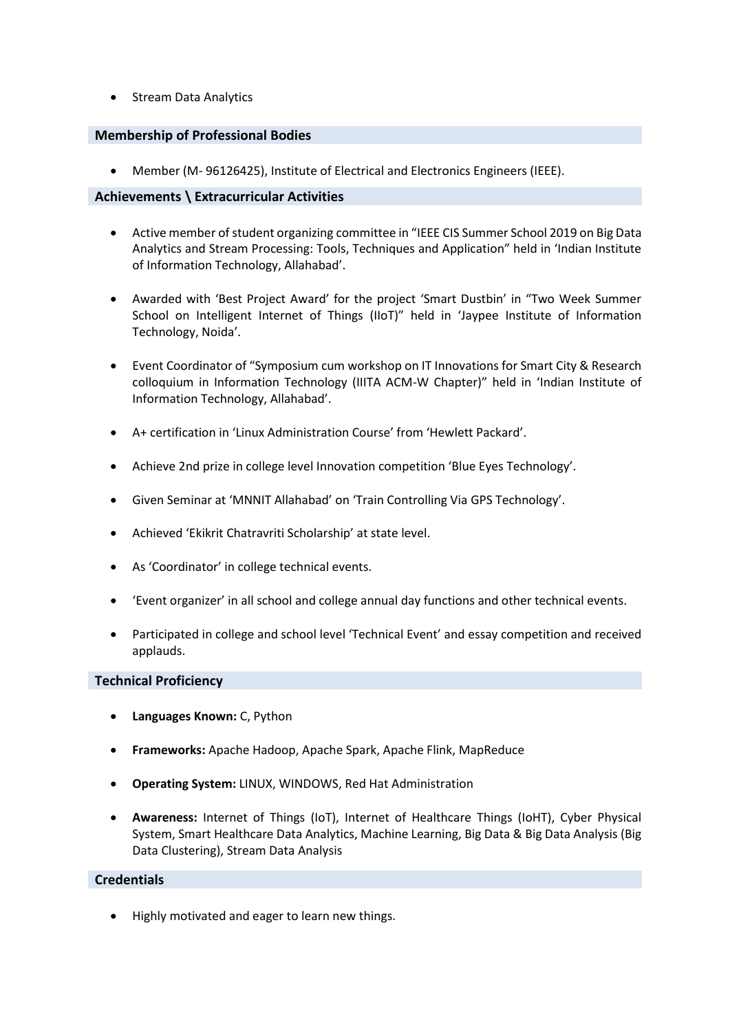- Stream Data Analytics

## Membership of Professional Bodies

- Member (M- 96126425), Institute of Electrical and Electronics Engineers (IEEE).

## Achievements \ Extracurricular Activities

- Active member of student organizing committee in "IEEE CIS Summer School 2019 on Big Data Analytics and Stream Processing: Tools, Techniques and Application" held in 'Indian Institute of Information Technology, Allahabad'.

- Awarded with 'Best Project Award' for the project 'Smart Dustbin' in "Two Week Summer School on Intelligent Internet of Things (IIoT)" held in 'Jaypee Institute of Information Technology, Noida'.

- Event Coordinator of "Symposium cum workshop on IT Innovations for Smart City & Research colloquium in Information Technology (IIITA ACM-W Chapter)" held in 'Indian Institute of Information Technology, Allahabad'.

- A+ certification in 'Linux Administration Course' from 'Hewlett Packard'.

- Achieve 2nd prize in college level Innovation competition 'Blue Eyes Technology'.

- Given Seminar at 'MNNIT Allahabad' on 'Train Controlling Via GPS Technology'.

- Achieved 'Ekikrit Chatravriti Scholarship' at state level.

- As 'Coordinator' in college technical events.

- 'Event organizer' in all school and college annual day functions and other technical events.

- Participated in college and school level 'Technical Event' and essay competition and received applauds.

## Technical Proficiency

- **Languages Known:** C, Python

- **Frameworks:** Apache Hadoop, Apache Spark, Apache Flink, MapReduce

- **Operating System:** LINUX, WINDOWS, Red Hat Administration

- **Awareness:** Internet of Things (IoT), Internet of Healthcare Things (IoHT), Cyber Physical System, Smart Healthcare Data Analytics, Machine Learning, Big Data & Big Data Analysis (Big Data Clustering), Stream Data Analysis

## Credentials

- Highly motivated and eager to learn new things.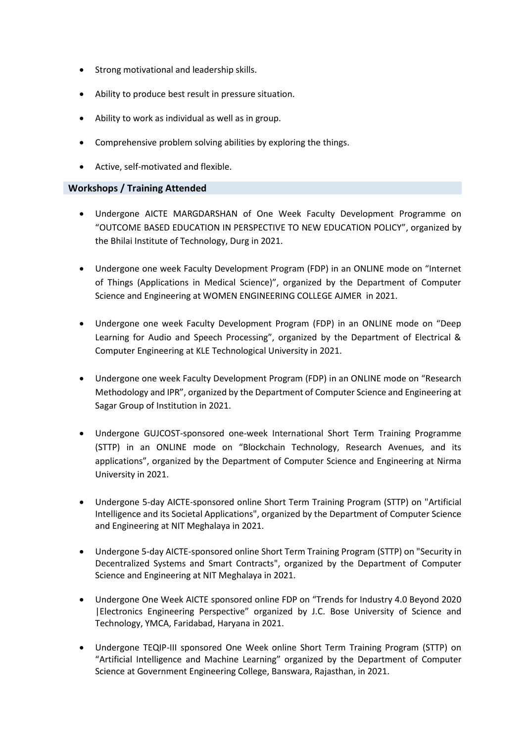- Strong motivational and leadership skills.
- Ability to produce best result in pressure situation.
- Ability to work as individual as well as in group.
- Comprehensive problem solving abilities by exploring the things.
- Active, self-motivated and flexible.

## Workshops / Training Attended

- Undergone AICTE MARGDARSHAN of One Week Faculty Development Programme on "OUTCOME BASED EDUCATION IN PERSPECTIVE TO NEW EDUCATION POLICY", organized by the Bhilai Institute of Technology, Durg in 2021.
- Undergone one week Faculty Development Program (FDP) in an ONLINE mode on "Internet of Things (Applications in Medical Science)", organized by the Department of Computer Science and Engineering at WOMEN ENGINEERING COLLEGE AJMER in 2021.
- Undergone one week Faculty Development Program (FDP) in an ONLINE mode on "Deep Learning for Audio and Speech Processing", organized by the Department of Electrical & Computer Engineering at KLE Technological University in 2021.
- Undergone one week Faculty Development Program (FDP) in an ONLINE mode on "Research Methodology and IPR", organized by the Department of Computer Science and Engineering at Sagar Group of Institution in 2021.
- Undergone GUJCOST-sponsored one-week International Short Term Training Programme (STTP) in an ONLINE mode on "Blockchain Technology, Research Avenues, and its applications", organized by the Department of Computer Science and Engineering at Nirma University in 2021.
- Undergone 5-day AICTE-sponsored online Short Term Training Program (STTP) on "Artificial Intelligence and its Societal Applications", organized by the Department of Computer Science and Engineering at NIT Meghalaya in 2021.
- Undergone 5-day AICTE-sponsored online Short Term Training Program (STTP) on "Security in Decentralized Systems and Smart Contracts", organized by the Department of Computer Science and Engineering at NIT Meghalaya in 2021.
- Undergone One Week AICTE sponsored online FDP on "Trends for Industry 4.0 Beyond 2020 |Electronics Engineering Perspective" organized by J.C. Bose University of Science and Technology, YMCA, Faridabad, Haryana in 2021.
- Undergone TEQIP-III sponsored One Week online Short Term Training Program (STTP) on "Artificial Intelligence and Machine Learning" organized by the Department of Computer Science at Government Engineering College, Banswara, Rajasthan, in 2021.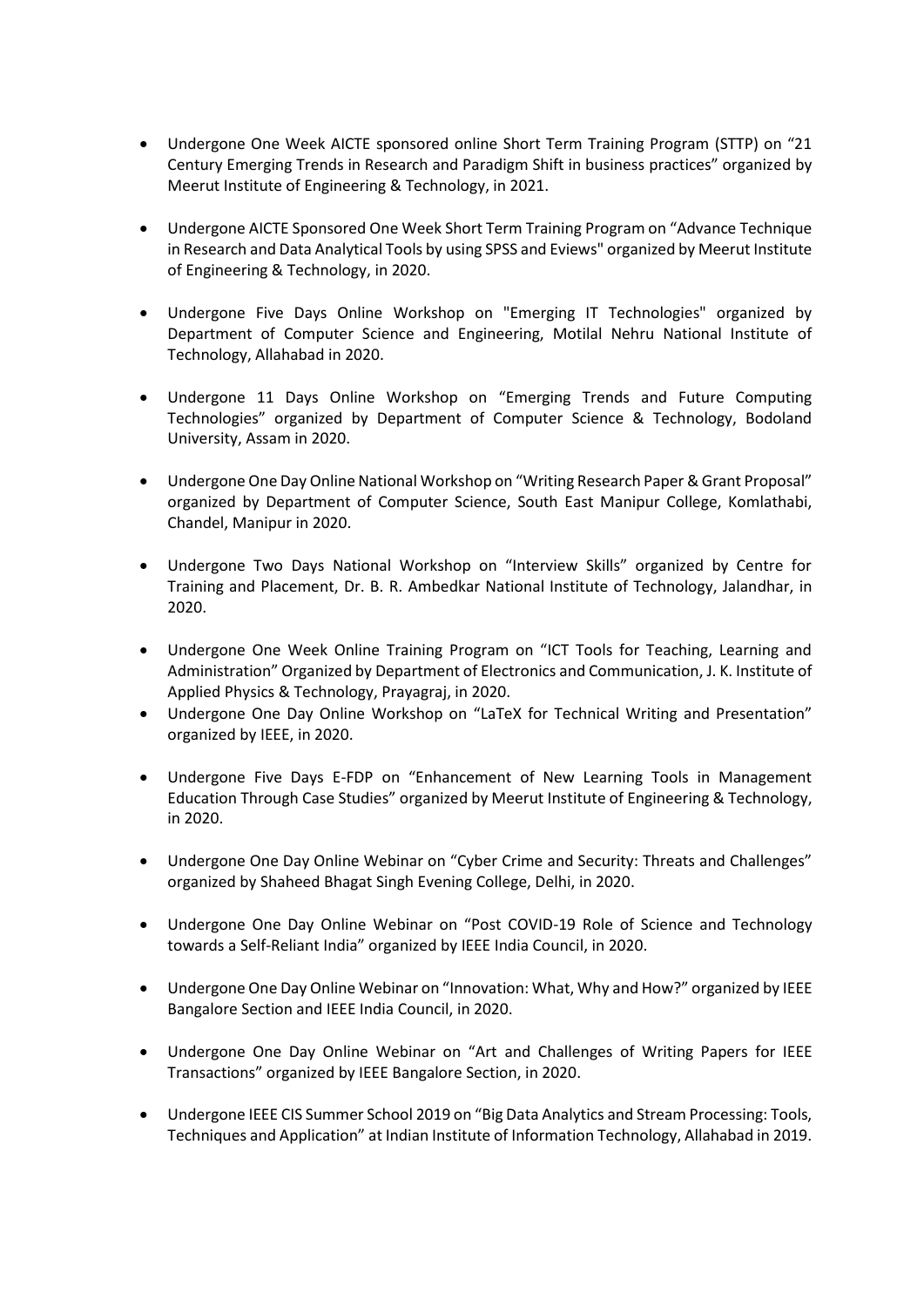- Undergone One Week AICTE sponsored online Short Term Training Program (STTP) on "21 Century Emerging Trends in Research and Paradigm Shift in business practices" organized by Meerut Institute of Engineering & Technology, in 2021.

- Undergone AICTE Sponsored One Week Short Term Training Program on "Advance Technique in Research and Data Analytical Tools by using SPSS and Eviews" organized by Meerut Institute of Engineering & Technology, in 2020.

- Undergone Five Days Online Workshop on "Emerging IT Technologies" organized by Department of Computer Science and Engineering, Motilal Nehru National Institute of Technology, Allahabad in 2020.

- Undergone 11 Days Online Workshop on "Emerging Trends and Future Computing Technologies" organized by Department of Computer Science & Technology, Bodoland University, Assam in 2020.

- Undergone One Day Online National Workshop on "Writing Research Paper & Grant Proposal" organized by Department of Computer Science, South East Manipur College, Komlathabi, Chandel, Manipur in 2020.

- Undergone Two Days National Workshop on "Interview Skills" organized by Centre for Training and Placement, Dr. B. R. Ambedkar National Institute of Technology, Jalandhar, in 2020.

- Undergone One Week Online Training Program on "ICT Tools for Teaching, Learning and Administration" Organized by Department of Electronics and Communication, J. K. Institute of Applied Physics & Technology, Prayagraj, in 2020.
- Undergone One Day Online Workshop on "LaTeX for Technical Writing and Presentation" organized by IEEE, in 2020.

- Undergone Five Days E-FDP on "Enhancement of New Learning Tools in Management Education Through Case Studies" organized by Meerut Institute of Engineering & Technology, in 2020.

- Undergone One Day Online Webinar on "Cyber Crime and Security: Threats and Challenges" organized by Shaheed Bhagat Singh Evening College, Delhi, in 2020.

- Undergone One Day Online Webinar on "Post COVID-19 Role of Science and Technology towards a Self-Reliant India" organized by IEEE India Council, in 2020.

- Undergone One Day Online Webinar on "Innovation: What, Why and How?" organized by IEEE Bangalore Section and IEEE India Council, in 2020.

- Undergone One Day Online Webinar on "Art and Challenges of Writing Papers for IEEE Transactions" organized by IEEE Bangalore Section, in 2020.

- Undergone IEEE CIS Summer School 2019 on "Big Data Analytics and Stream Processing: Tools, Techniques and Application" at Indian Institute of Information Technology, Allahabad in 2019.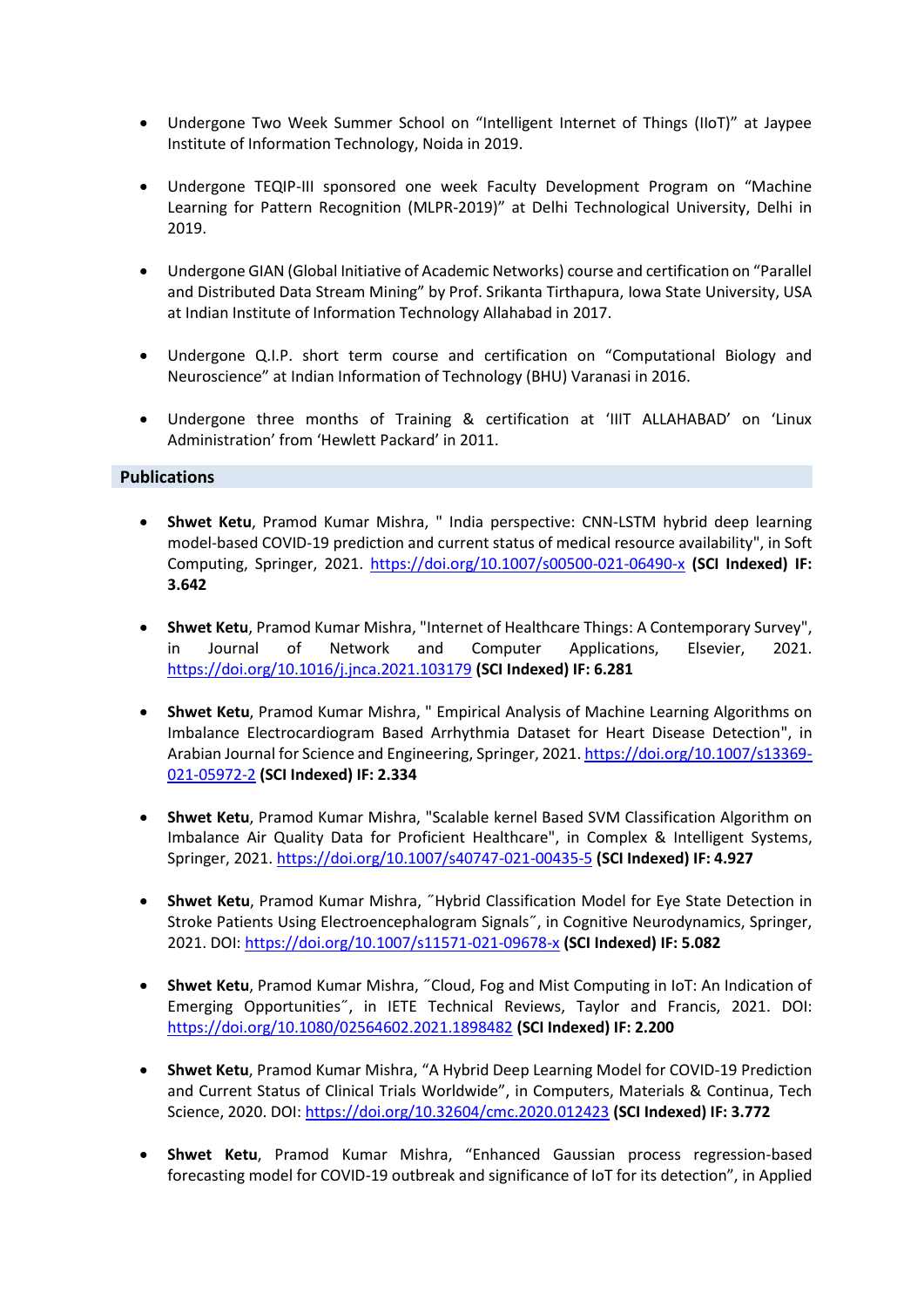- Undergone Two Week Summer School on "Intelligent Internet of Things (IIoT)" at Jaypee Institute of Information Technology, Noida in 2019.

- Undergone TEQIP-III sponsored one week Faculty Development Program on "Machine Learning for Pattern Recognition (MLPR-2019)" at Delhi Technological University, Delhi in 2019.

- Undergone GIAN (Global Initiative of Academic Networks) course and certification on "Parallel and Distributed Data Stream Mining" by Prof. Srikanta Tirthapura, Iowa State University, USA at Indian Institute of Information Technology Allahabad in 2017.

- Undergone Q.I.P. short term course and certification on "Computational Biology and Neuroscience" at Indian Information of Technology (BHU) Varanasi in 2016.

- Undergone three months of Training & certification at 'IIIT ALLAHABAD' on 'Linux Administration' from 'Hewlett Packard' in 2011.

## Publications

- **Shwet Ketu**, Pramod Kumar Mishra, " India perspective: CNN-LSTM hybrid deep learning model-based COVID-19 prediction and current status of medical resource availability", in Soft Computing, Springer, 2021. https://doi.org/10.1007/s00500-021-06490-x **(SCI Indexed) IF: 3.642**

- **Shwet Ketu**, Pramod Kumar Mishra, "Internet of Healthcare Things: A Contemporary Survey", in Journal of Network and Computer Applications, Elsevier, 2021. https://doi.org/10.1016/j.jnca.2021.103179 **(SCI Indexed) IF: 6.281**

- **Shwet Ketu**, Pramod Kumar Mishra, " Empirical Analysis of Machine Learning Algorithms on Imbalance Electrocardiogram Based Arrhythmia Dataset for Heart Disease Detection", in Arabian Journal for Science and Engineering, Springer, 2021. https://doi.org/10.1007/s13369-021-05972-2 **(SCI Indexed) IF: 2.334**

- **Shwet Ketu**, Pramod Kumar Mishra, "Scalable kernel Based SVM Classification Algorithm on Imbalance Air Quality Data for Proficient Healthcare", in Complex & Intelligent Systems, Springer, 2021. https://doi.org/10.1007/s40747-021-00435-5 **(SCI Indexed) IF: 4.927**

- **Shwet Ketu**, Pramod Kumar Mishra, ˝Hybrid Classification Model for Eye State Detection in Stroke Patients Using Electroencephalogram Signals˝, in Cognitive Neurodynamics, Springer, 2021. DOI: https://doi.org/10.1007/s11571-021-09678-x **(SCI Indexed) IF: 5.082**

- **Shwet Ketu**, Pramod Kumar Mishra, ˝Cloud, Fog and Mist Computing in IoT: An Indication of Emerging Opportunities˝, in IETE Technical Reviews, Taylor and Francis, 2021. DOI: https://doi.org/10.1080/02564602.2021.1898482 **(SCI Indexed) IF: 2.200**

- **Shwet Ketu**, Pramod Kumar Mishra, "A Hybrid Deep Learning Model for COVID-19 Prediction and Current Status of Clinical Trials Worldwide", in Computers, Materials & Continua, Tech Science, 2020. DOI: https://doi.org/10.32604/cmc.2020.012423 **(SCI Indexed) IF: 3.772**

- **Shwet Ketu**, Pramod Kumar Mishra, "Enhanced Gaussian process regression-based forecasting model for COVID-19 outbreak and significance of IoT for its detection", in Applied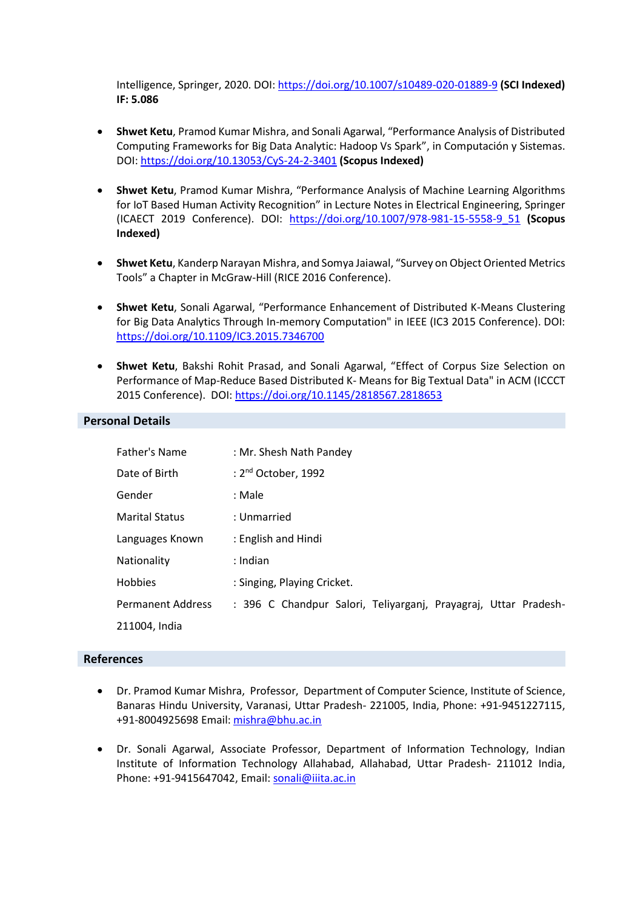Intelligence, Springer, 2020. DOI: https://doi.org/10.1007/s10489-020-01889-9 **(SCI Indexed) IF: 5.086**

- **Shwet Ketu**, Pramod Kumar Mishra, and Sonali Agarwal, "Performance Analysis of Distributed Computing Frameworks for Big Data Analytic: Hadoop Vs Spark", in Computación y Sistemas. DOI: https://doi.org/10.13053/CyS-24-2-3401 **(Scopus Indexed)**

- **Shwet Ketu**, Pramod Kumar Mishra, "Performance Analysis of Machine Learning Algorithms for IoT Based Human Activity Recognition" in Lecture Notes in Electrical Engineering, Springer (ICAECT 2019 Conference). DOI: https://doi.org/10.1007/978-981-15-5558-9_51 **(Scopus Indexed)**

- **Shwet Ketu**, Kanderp Narayan Mishra, and Somya Jaiawal, "Survey on Object Oriented Metrics Tools" a Chapter in McGraw-Hill (RICE 2016 Conference).

- **Shwet Ketu**, Sonali Agarwal, "Performance Enhancement of Distributed K-Means Clustering for Big Data Analytics Through In-memory Computation" in IEEE (IC3 2015 Conference). DOI: https://doi.org/10.1109/IC3.2015.7346700

- **Shwet Ketu**, Bakshi Rohit Prasad, and Sonali Agarwal, "Effect of Corpus Size Selection on Performance of Map-Reduce Based Distributed K- Means for Big Textual Data" in ACM (ICCCT 2015 Conference). DOI: https://doi.org/10.1145/2818567.2818653

## Personal Details

| | |
|---|---|
| Father's Name | : Mr. Shesh Nath Pandey |
| Date of Birth | : 2nd October, 1992 |
| Gender | : Male |
| Marital Status | : Unmarried |
| Languages Known | : English and Hindi |
| Nationality | : Indian |
| Hobbies | : Singing, Playing Cricket. |
| Permanent Address | : 396 C Chandpur Salori, Teliyarganj, Prayagraj, Uttar Pradesh-211004, India |

## References

- Dr. Pramod Kumar Mishra, Professor, Department of Computer Science, Institute of Science, Banaras Hindu University, Varanasi, Uttar Pradesh- 221005, India, Phone: +91-9451227115, +91-8004925698 Email: mishra@bhu.ac.in

- Dr. Sonali Agarwal, Associate Professor, Department of Information Technology, Indian Institute of Information Technology Allahabad, Allahabad, Uttar Pradesh- 211012 India, Phone: +91-9415647042, Email: sonali@iiita.ac.in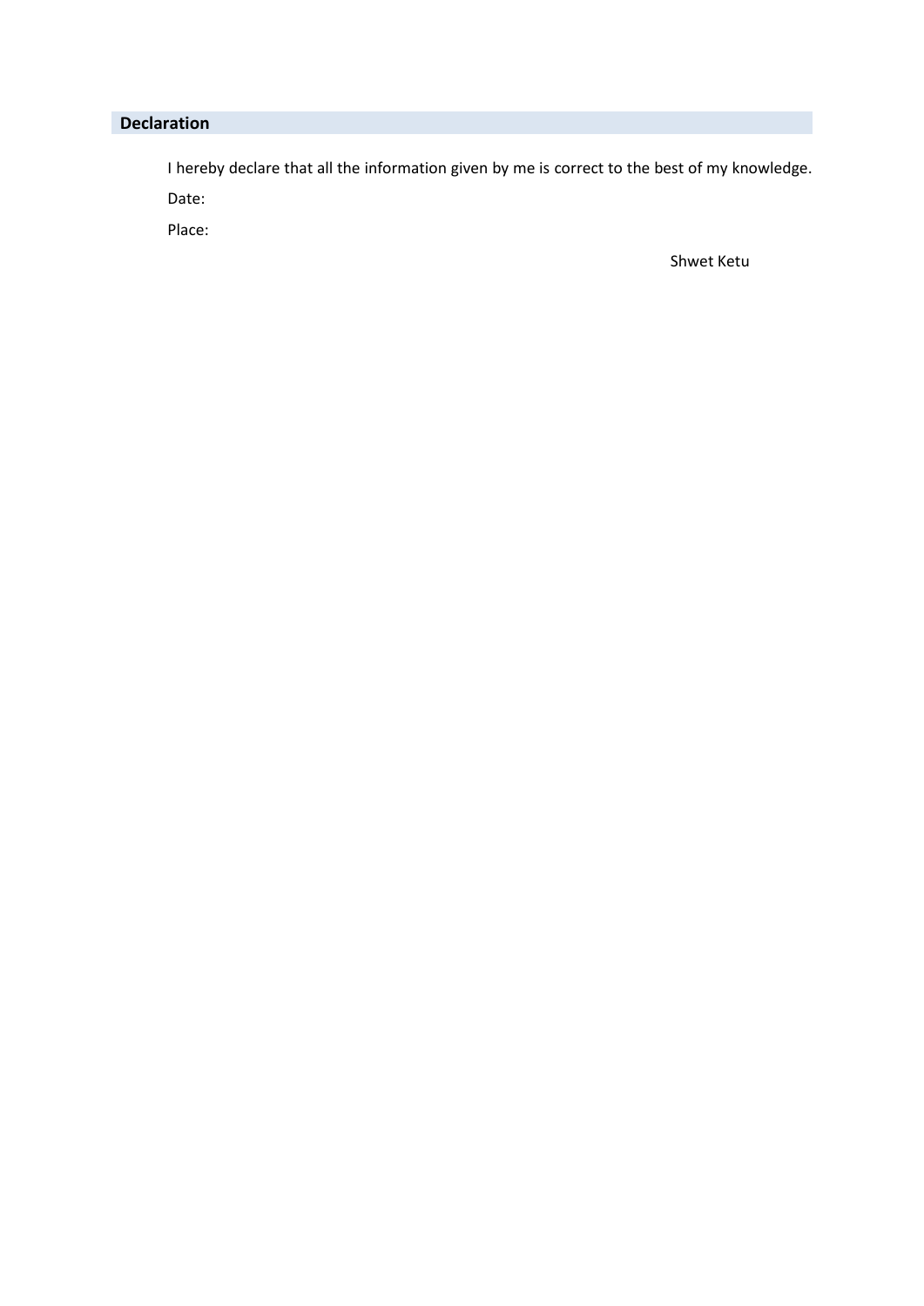## Declaration

I hereby declare that all the information given by me is correct to the best of my knowledge.

Date:

Place:

Shwet Ketu